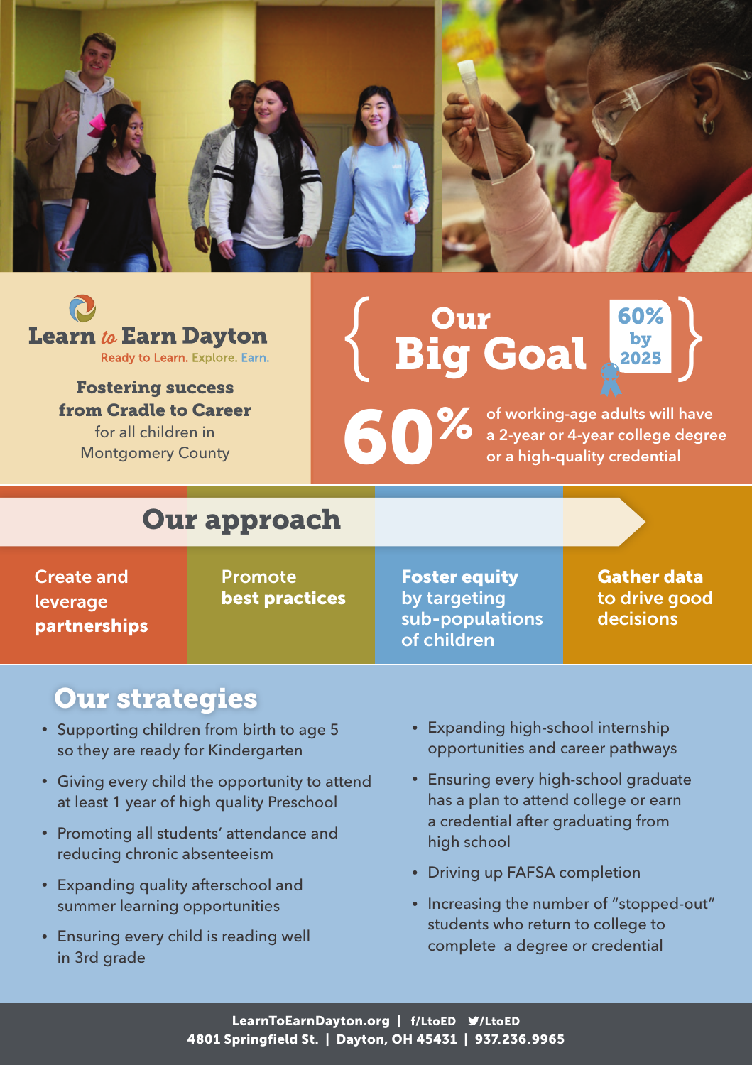# Learn to Earn Dayton

Ready to Learn. Explore. Earn.

**Fostering success from Cradle to Career** for all children in Montgomery County

## Our Big Goal

60% by 2025

**60%** of working-age adults will have a 2-year or 4-year college degree or a high-quality credential

## Our approach

- Create and leverage **partnerships**
- Promote **best practices**
- **Foster equity** by targeting sub-populations of children
- **Gather data** to drive good decisions

## Our strategies

- Supporting children from birth to age 5 so they are ready for Kindergarten
- Giving every child the opportunity to attend at least 1 year of high quality Preschool
- Promoting all students' attendance and reducing chronic absenteeism
- Expanding quality afterschool and summer learning opportunities
- Ensuring every child is reading well in 3rd grade
- Expanding high-school internship opportunities and career pathways
- Ensuring every high-school graduate has a plan to attend college or earn a credential after graduating from high school
- Driving up FAFSA completion
- Increasing the number of "stopped-out" students who return to college to complete a degree or credential

**LearnToEarnDayton.org | f/LtoED | /LtoED**
**4801 Springfield St. | Dayton, OH 45431 | 937.236.9965**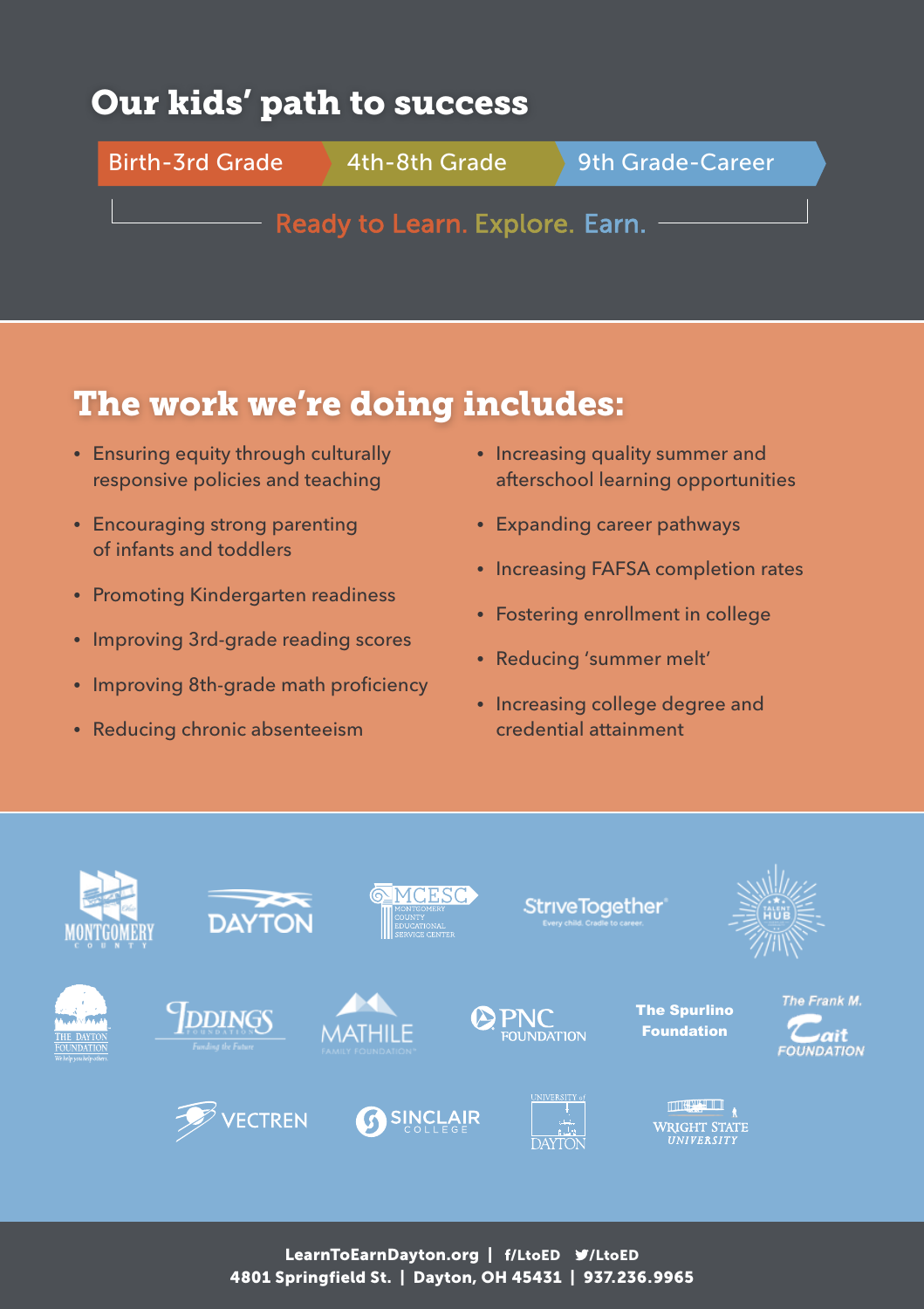## Our kids' path to success

Birth-3rd Grade | 4th-8th Grade | 9th Grade-Career

Ready to Learn. Explore. Earn.

## The work we're doing includes:

- Ensuring equity through culturally responsive policies and teaching
- Encouraging strong parenting of infants and toddlers
- Promoting Kindergarten readiness
- Improving 3rd-grade reading scores
- Improving 8th-grade math proficiency
- Reducing chronic absenteeism
- Increasing quality summer and afterschool learning opportunities
- Expanding career pathways
- Increasing FAFSA completion rates
- Fostering enrollment in college
- Reducing 'summer melt'
- Increasing college degree and credential attainment

Montgomery County | Dayton | MCESC Montgomery County Educational Service Center | StriveTogether Every child. Cradle to career. | Talent Hub

The Dayton Foundation | Iddings Foundation Funding the Future | Mathile Family Foundation | PNC Foundation | The Spurlino Foundation | The Frank M. Tait Foundation

Vectren | Sinclair College | University of Dayton | Wright State University

**LearnToEarnDayton.org | f/LtoED | /LtoED**
**4801 Springfield St. | Dayton, OH 45431 | 937.236.9965**